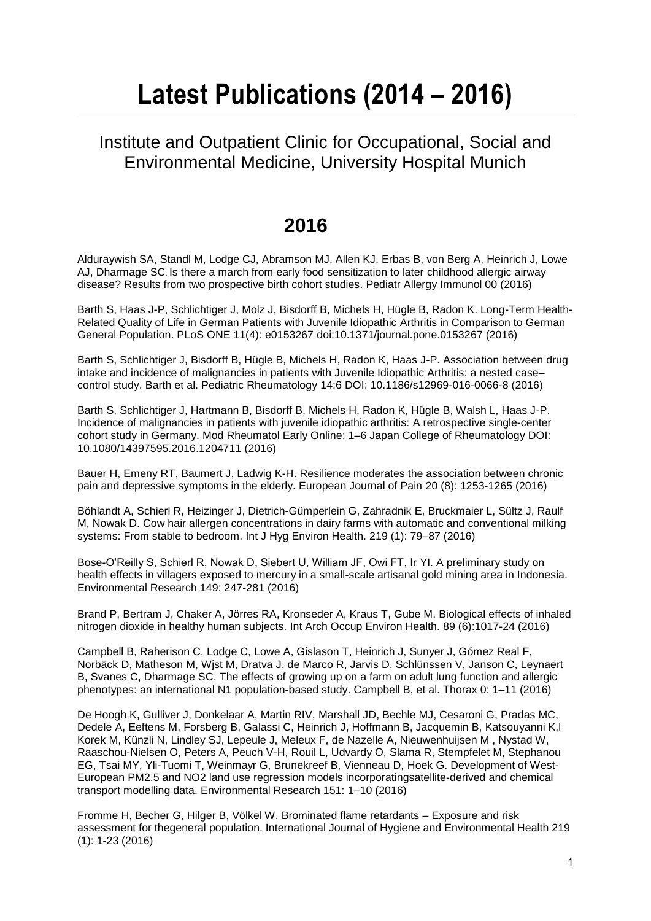# Latest Publications (2014 – 2016)

## Institute and Outpatient Clinic for Occupational, Social and Environmental Medicine, University Hospital Munich

## 2016

Alduraywish SA, Standl M, Lodge CJ, Abramson MJ, Allen KJ, Erbas B, von Berg A, Heinrich J, Lowe AJ, Dharmage SC. Is there a march from early food sensitization to later childhood allergic airway disease? Results from two prospective birth cohort studies. Pediatr Allergy Immunol 00 (2016)

Barth S, Haas J-P, Schlichtiger J, Molz J, Bisdorff B, Michels H, Hügle B, Radon K. Long-Term Health-Related Quality of Life in German Patients with Juvenile Idiopathic Arthritis in Comparison to German General Population. PLoS ONE 11(4): e0153267 doi:10.1371/journal.pone.0153267 (2016)

Barth S, Schlichtiger J, Bisdorff B, Hügle B, Michels H, Radon K, Haas J-P. Association between drug intake and incidence of malignancies in patients with Juvenile Idiopathic Arthritis: a nested case–control study. Barth et al. Pediatric Rheumatology 14:6 DOI: 10.1186/s12969-016-0066-8 (2016)

Barth S, Schlichtiger J, Hartmann B, Bisdorff B, Michels H, Radon K, Hügle B, Walsh L, Haas J-P. Incidence of malignancies in patients with juvenile idiopathic arthritis: A retrospective single-center cohort study in Germany. Mod Rheumatol Early Online: 1–6 Japan College of Rheumatology DOI: 10.1080/14397595.2016.1204711 (2016)

Bauer H, Emeny RT, Baumert J, Ladwig K-H. Resilience moderates the association between chronic pain and depressive symptoms in the elderly. European Journal of Pain 20 (8): 1253-1265 (2016)

Böhlandt A, Schierl R, Heizinger J, Dietrich-Gümperlein G, Zahradnik E, Bruckmaier L, Sültz J, Raulf M, Nowak D. Cow hair allergen concentrations in dairy farms with automatic and conventional milking systems: From stable to bedroom. Int J Hyg Environ Health. 219 (1): 79–87 (2016)

Bose-O'Reilly S, Schierl R, Nowak D, Siebert U, William JF, Owi FT, Ir YI. A preliminary study on health effects in villagers exposed to mercury in a small-scale artisanal gold mining area in Indonesia. Environmental Research 149: 247-281 (2016)

Brand P, Bertram J, Chaker A, Jörres RA, Kronseder A, Kraus T, Gube M. Biological effects of inhaled nitrogen dioxide in healthy human subjects. Int Arch Occup Environ Health. 89 (6):1017-24 (2016)

Campbell B, Raherison C, Lodge C, Lowe A, Gislason T, Heinrich J, Sunyer J, Gómez Real F, Norbäck D, Matheson M, Wjst M, Dratva J, de Marco R, Jarvis D, Schlünssen V, Janson C, Leynaert B, Svanes C, Dharmage SC. The effects of growing up on a farm on adult lung function and allergic phenotypes: an international N1 population-based study. Campbell B, et al. Thorax 0: 1–11 (2016)

De Hoogh K, Gulliver J, Donkelaar A, Martin RIV, Marshall JD, Bechle MJ, Cesaroni G, Pradas MC, Dedele A, Eeftens M, Forsberg B, Galassi C, Heinrich J, Hoffmann B, Jacquemin B, Katsouyanni K,l Korek M, Künzli N, Lindley SJ, Lepeule J, Meleux F, de Nazelle A, Nieuwenhuijsen M , Nystad W, Raaschou-Nielsen O, Peters A, Peuch V-H, Rouil L, Udvardy O, Slama R, Stempfelet M, Stephanou EG, Tsai MY, Yli-Tuomi T, Weinmayr G, Brunekreef B, Vienneau D, Hoek G. Development of West-European PM2.5 and NO2 land use regression models incorporatingsatellite-derived and chemical transport modelling data. Environmental Research 151: 1–10 (2016)

Fromme H, Becher G, Hilger B, Völkel W. Brominated flame retardants – Exposure and risk assessment for thegeneral population. International Journal of Hygiene and Environmental Health 219 (1): 1-23 (2016)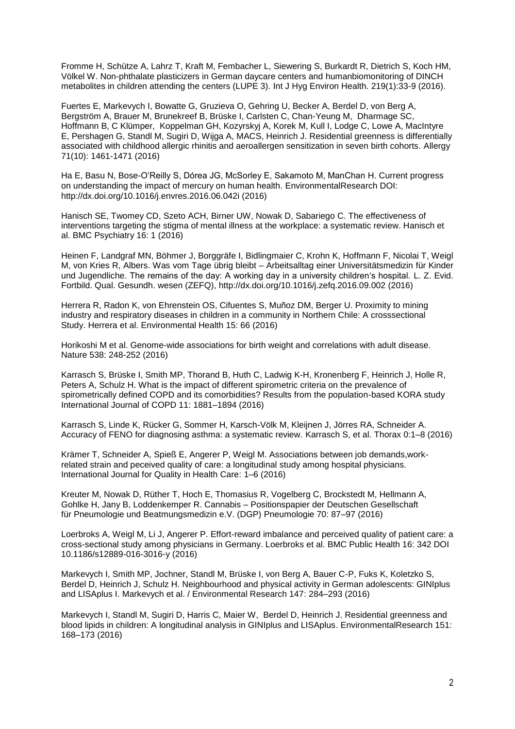Fromme H, Schütze A, Lahrz T, Kraft M, Fembacher L, Siewering S, Burkardt R, Dietrich S, Koch HM, Völkel W. Non-phthalate plasticizers in German daycare centers and humanbiomonitoring of DINCH metabolites in children attending the centers (LUPE 3). Int J Hyg Environ Health. 219(1):33-9 (2016).

Fuertes E, Markevych I, Bowatte G, Gruzieva O, Gehring U, Becker A, Berdel D, von Berg A, Bergström A, Brauer M, Brunekreef B, Brüske I, Carlsten C, Chan-Yeung M, Dharmage SC, Hoffmann B, C Klümper, Koppelman GH, Kozyrskyj A, Korek M, Kull I, Lodge C, Lowe A, MacIntyre E, Pershagen G, Standl M, Sugiri D, Wijga A, MACS, Heinrich J. Residential greenness is differentially associated with childhood allergic rhinitis and aeroallergen sensitization in seven birth cohorts. Allergy 71(10): 1461-1471 (2016)

Ha E, Basu N, Bose-O'Reilly S, Dórea JG, McSorley E, Sakamoto M, ManChan H. Current progress on understanding the impact of mercury on human health. EnvironmentalResearch DOI: http://dx.doi.org/10.1016/j.envres.2016.06.042i (2016)

Hanisch SE, Twomey CD, Szeto ACH, Birner UW, Nowak D, Sabariego C. The effectiveness of interventions targeting the stigma of mental illness at the workplace: a systematic review. Hanisch et al. BMC Psychiatry 16: 1 (2016)

Heinen F, Landgraf MN, Böhmer J, Borggräfe I, Bidlingmaier C, Krohn K, Hoffmann F, Nicolai T, Weigl M, von Kries R, Albers. Was vom Tage übrig bleibt – Arbeitsalltag einer Universitätsmedizin für Kinder und Jugendliche. The remains of the day: A working day in a university children's hospital. L. Z. Evid. Fortbild. Qual. Gesundh. wesen (ZEFQ), http://dx.doi.org/10.1016/j.zefq.2016.09.002 (2016)

Herrera R, Radon K, von Ehrenstein OS, Cifuentes S, Muñoz DM, Berger U. Proximity to mining industry and respiratory diseases in children in a community in Northern Chile: A crosssectional Study. Herrera et al. Environmental Health 15: 66 (2016)

Horikoshi M et al. Genome-wide associations for birth weight and correlations with adult disease. Nature 538: 248-252 (2016)

Karrasch S, Brüske I, Smith MP, Thorand B, Huth C, Ladwig K-H, Kronenberg F, Heinrich J, Holle R, Peters A, Schulz H. What is the impact of different spirometric criteria on the prevalence of spirometrically defined COPD and its comorbidities? Results from the population-based KORA study International Journal of COPD 11: 1881–1894 (2016)

Karrasch S, Linde K, Rücker G, Sommer H, Karsch-Völk M, Kleijnen J, Jörres RA, Schneider A. Accuracy of FENO for diagnosing asthma: a systematic review. Karrasch S, et al. Thorax 0:1–8 (2016)

Krämer T, Schneider A, Spieß E, Angerer P, Weigl M. Associations between job demands,work-related strain and peceived quality of care: a longitudinal study among hospital physicians. International Journal for Quality in Health Care: 1–6 (2016)

Kreuter M, Nowak D, Rüther T, Hoch E, Thomasius R, Vogelberg C, Brockstedt M, Hellmann A, Gohlke H, Jany B, Loddenkemper R. Cannabis – Positionspapier der Deutschen Gesellschaft für Pneumologie und Beatmungsmedizin e.V. (DGP) Pneumologie 70: 87–97 (2016)

Loerbroks A, Weigl M, Li J, Angerer P. Effort-reward imbalance and perceived quality of patient care: a cross-sectional study among physicians in Germany. Loerbroks et al. BMC Public Health 16: 342 DOI 10.1186/s12889-016-3016-y (2016)

Markevych I, Smith MP, Jochner, Standl M, Brüske I, von Berg A, Bauer C-P, Fuks K, Koletzko S, Berdel D, Heinrich J, Schulz H. Neighbourhood and physical activity in German adolescents: GINIplus and LISAplus I. Markevych et al. / Environmental Research 147: 284–293 (2016)

Markevych I, Standl M, Sugiri D, Harris C, Maier W, Berdel D, Heinrich J. Residential greenness and blood lipids in children: A longitudinal analysis in GINIplus and LISAplus. EnvironmentalResearch 151: 168–173 (2016)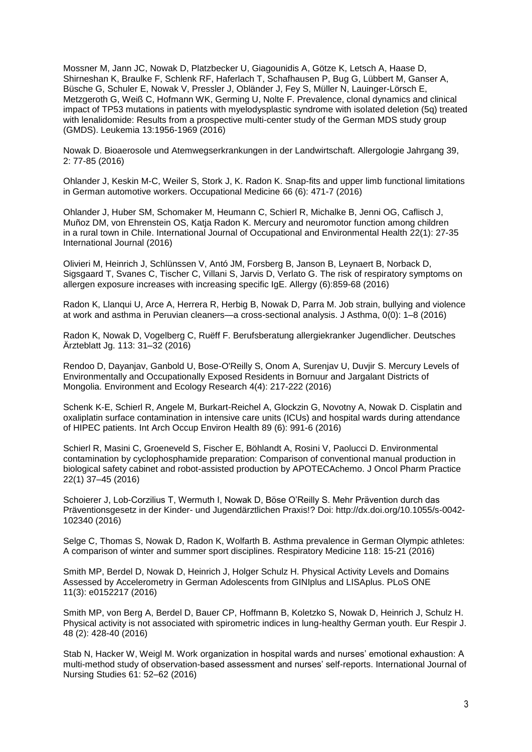Mossner M, Jann JC, Nowak D, Platzbecker U, Giagounidis A, Götze K, Letsch A, Haase D, Shirneshan K, Braulke F, Schlenk RF, Haferlach T, Schafhausen P, Bug G, Lübbert M, Ganser A, Büsche G, Schuler E, Nowak V, Pressler J, Obländer J, Fey S, Müller N, Lauinger-Lörsch E, Metzgeroth G, Weiß C, Hofmann WK, Germing U, Nolte F. Prevalence, clonal dynamics and clinical impact of TP53 mutations in patients with myelodysplastic syndrome with isolated deletion (5q) treated with lenalidomide: Results from a prospective multi-center study of the German MDS study group (GMDS). Leukemia 13:1956-1969 (2016)

Nowak D. Bioaerosole und Atemwegserkrankungen in der Landwirtschaft. Allergologie Jahrgang 39, 2: 77-85 (2016)

Ohlander J, Keskin M-C, Weiler S, Stork J, K. Radon K. Snap-fits and upper limb functional limitations in German automotive workers. Occupational Medicine 66 (6): 471-7 (2016)

Ohlander J, Huber SM, Schomaker M, Heumann C, Schierl R, Michalke B, Jenni OG, Caflisch J, Muñoz DM, von Ehrenstein OS, Katja Radon K. Mercury and neuromotor function among children in a rural town in Chile. International Journal of Occupational and Environmental Health 22(1): 27-35 International Journal (2016)

Olivieri M, Heinrich J, Schlünssen V, Antó JM, Forsberg B, Janson B, Leynaert B, Norback D, Sigsgaard T, Svanes C, Tischer C, Villani S, Jarvis D, Verlato G. The risk of respiratory symptoms on allergen exposure increases with increasing specific IgE. Allergy (6):859-68 (2016)

Radon K, Llanqui U, Arce A, Herrera R, Herbig B, Nowak D, Parra M. Job strain, bullying and violence at work and asthma in Peruvian cleaners—a cross-sectional analysis. J Asthma, 0(0): 1–8 (2016)

Radon K, Nowak D, Vogelberg C, Ruëff F. Berufsberatung allergiekranker Jugendlicher. Deutsches Ärzteblatt Jg. 113: 31–32 (2016)

Rendoo D, Dayanjav, Ganbold U, Bose-O'Reilly S, Onom A, Surenjav U, Duvjir S. Mercury Levels of Environmentally and Occupationally Exposed Residents in Bornuur and Jargalant Districts of Mongolia. Environment and Ecology Research 4(4): 217-222 (2016)

Schenk K-E, Schierl R, Angele M, Burkart-Reichel A, Glockzin G, Novotny A, Nowak D. Cisplatin and oxaliplatin surface contamination in intensive care units (ICUs) and hospital wards during attendance of HIPEC patients. Int Arch Occup Environ Health 89 (6): 991-6 (2016)

Schierl R, Masini C, Groeneveld S, Fischer E, Böhlandt A, Rosini V, Paolucci D. Environmental contamination by cyclophosphamide preparation: Comparison of conventional manual production in biological safety cabinet and robot-assisted production by APOTECAchemo. J Oncol Pharm Practice 22(1) 37–45 (2016)

Schoierer J, Lob-Corzilius T, Wermuth I, Nowak D, Böse O'Reilly S. Mehr Prävention durch das Präventionsgesetz in der Kinder- und Jugendärztlichen Praxis!? Doi: http://dx.doi.org/10.1055/s-0042-102340 (2016)

Selge C, Thomas S, Nowak D, Radon K, Wolfarth B. Asthma prevalence in German Olympic athletes: A comparison of winter and summer sport disciplines. Respiratory Medicine 118: 15-21 (2016)

Smith MP, Berdel D, Nowak D, Heinrich J, Holger Schulz H. Physical Activity Levels and Domains Assessed by Accelerometry in German Adolescents from GINIplus and LISAplus. PLoS ONE 11(3): e0152217 (2016)

Smith MP, von Berg A, Berdel D, Bauer CP, Hoffmann B, Koletzko S, Nowak D, Heinrich J, Schulz H. Physical activity is not associated with spirometric indices in lung-healthy German youth. Eur Respir J. 48 (2): 428-40 (2016)

Stab N, Hacker W, Weigl M. Work organization in hospital wards and nurses' emotional exhaustion: A multi-method study of observation-based assessment and nurses' self-reports. International Journal of Nursing Studies 61: 52–62 (2016)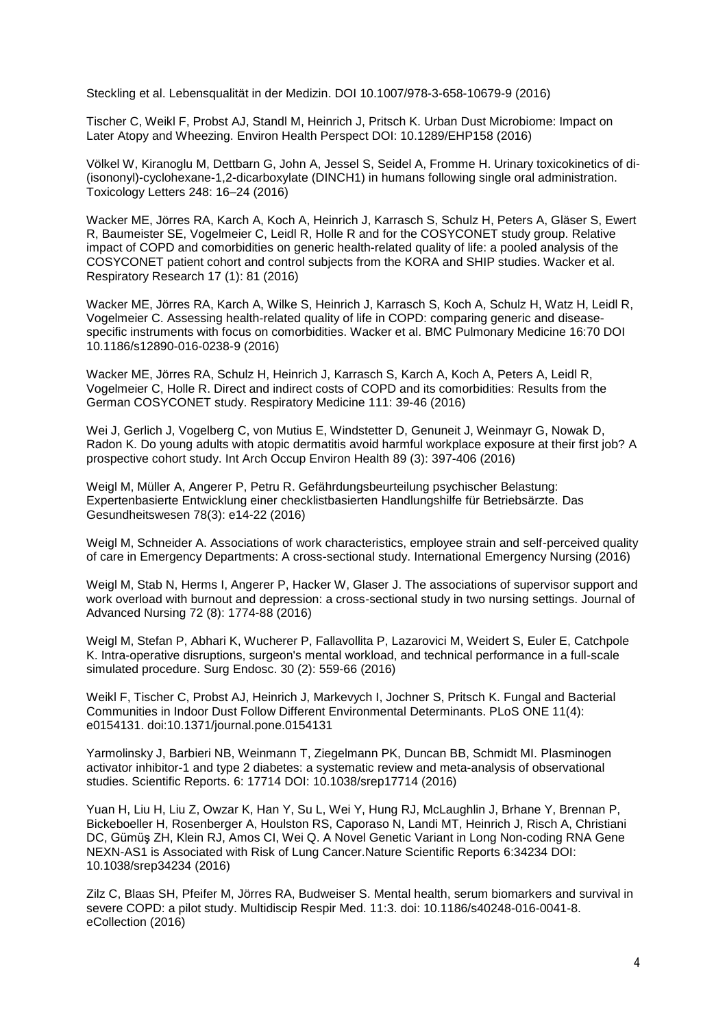Steckling et al. Lebensqualität in der Medizin. DOI 10.1007/978-3-658-10679-9 (2016)

Tischer C, Weikl F, Probst AJ, Standl M, Heinrich J, Pritsch K. Urban Dust Microbiome: Impact on Later Atopy and Wheezing. Environ Health Perspect DOI: 10.1289/EHP158 (2016)

Völkel W, Kiranoglu M, Dettbarn G, John A, Jessel S, Seidel A, Fromme H. Urinary toxicokinetics of di-(isononyl)-cyclohexane-1,2-dicarboxylate (DINCH1) in humans following single oral administration. Toxicology Letters 248: 16–24 (2016)

Wacker ME, Jörres RA, Karch A, Koch A, Heinrich J, Karrasch S, Schulz H, Peters A, Gläser S, Ewert R, Baumeister SE, Vogelmeier C, Leidl R, Holle R and for the COSYCONET study group. Relative impact of COPD and comorbidities on generic health-related quality of life: a pooled analysis of the COSYCONET patient cohort and control subjects from the KORA and SHIP studies. Wacker et al. Respiratory Research 17 (1): 81 (2016)

Wacker ME, Jörres RA, Karch A, Wilke S, Heinrich J, Karrasch S, Koch A, Schulz H, Watz H, Leidl R, Vogelmeier C. Assessing health-related quality of life in COPD: comparing generic and disease-specific instruments with focus on comorbidities. Wacker et al. BMC Pulmonary Medicine 16:70 DOI 10.1186/s12890-016-0238-9 (2016)

Wacker ME, Jörres RA, Schulz H, Heinrich J, Karrasch S, Karch A, Koch A, Peters A, Leidl R, Vogelmeier C, Holle R. Direct and indirect costs of COPD and its comorbidities: Results from the German COSYCONET study. Respiratory Medicine 111: 39-46 (2016)

Wei J, Gerlich J, Vogelberg C, von Mutius E, Windstetter D, Genuneit J, Weinmayr G, Nowak D, Radon K. Do young adults with atopic dermatitis avoid harmful workplace exposure at their first job? A prospective cohort study. Int Arch Occup Environ Health 89 (3): 397-406 (2016)

Weigl M, Müller A, Angerer P, Petru R. Gefährdungsbeurteilung psychischer Belastung: Expertenbasierte Entwicklung einer checklistbasierten Handlungshilfe für Betriebsärzte. Das Gesundheitswesen 78(3): e14-22 (2016)

Weigl M, Schneider A. Associations of work characteristics, employee strain and self-perceived quality of care in Emergency Departments: A cross-sectional study. International Emergency Nursing (2016)

Weigl M, Stab N, Herms I, Angerer P, Hacker W, Glaser J. The associations of supervisor support and work overload with burnout and depression: a cross-sectional study in two nursing settings. Journal of Advanced Nursing 72 (8): 1774-88 (2016)

Weigl M, Stefan P, Abhari K, Wucherer P, Fallavollita P, Lazarovici M, Weidert S, Euler E, Catchpole K. Intra-operative disruptions, surgeon's mental workload, and technical performance in a full-scale simulated procedure. Surg Endosc. 30 (2): 559-66 (2016)

Weikl F, Tischer C, Probst AJ, Heinrich J, Markevych I, Jochner S, Pritsch K. Fungal and Bacterial Communities in Indoor Dust Follow Different Environmental Determinants. PLoS ONE 11(4): e0154131. doi:10.1371/journal.pone.0154131

Yarmolinsky J, Barbieri NB, Weinmann T, Ziegelmann PK, Duncan BB, Schmidt MI. Plasminogen activator inhibitor-1 and type 2 diabetes: a systematic review and meta-analysis of observational studies. Scientific Reports. 6: 17714 DOI: 10.1038/srep17714 (2016)

Yuan H, Liu H, Liu Z, Owzar K, Han Y, Su L, Wei Y, Hung RJ, McLaughlin J, Brhane Y, Brennan P, Bickeboeller H, Rosenberger A, Houlston RS, Caporaso N, Landi MT, Heinrich J, Risch A, Christiani DC, Gümüş ZH, Klein RJ, Amos CI, Wei Q. A Novel Genetic Variant in Long Non-coding RNA Gene NEXN-AS1 is Associated with Risk of Lung Cancer.Nature Scientific Reports 6:34234 DOI: 10.1038/srep34234 (2016)

Zilz C, Blaas SH, Pfeifer M, Jörres RA, Budweiser S. Mental health, serum biomarkers and survival in severe COPD: a pilot study. Multidiscip Respir Med. 11:3. doi: 10.1186/s40248-016-0041-8. eCollection (2016)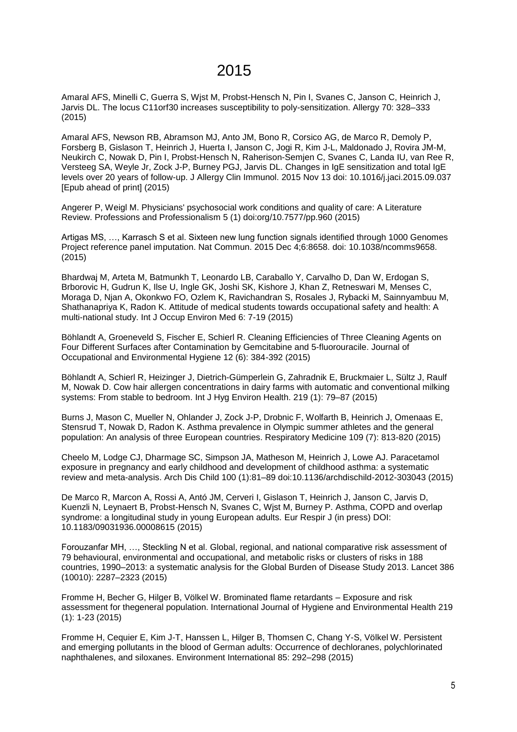# 2015

Amaral AFS, Minelli C, Guerra S, Wjst M, Probst-Hensch N, Pin I, Svanes C, Janson C, Heinrich J, Jarvis DL. The locus C11orf30 increases susceptibility to poly-sensitization. Allergy 70: 328–333 (2015)

Amaral AFS, Newson RB, Abramson MJ, Anto JM, Bono R, Corsico AG, de Marco R, Demoly P, Forsberg B, Gislason T, Heinrich J, Huerta I, Janson C, Jogi R, Kim J-L, Maldonado J, Rovira JM-M, Neukirch C, Nowak D, Pin I, Probst-Hensch N, Raherison-Semjen C, Svanes C, Landa IU, van Ree R, Versteeg SA, Weyle Jr, Zock J-P, Burney PGJ, Jarvis DL. Changes in IgE sensitization and total IgE levels over 20 years of follow-up. J Allergy Clin Immunol. 2015 Nov 13 doi: 10.1016/j.jaci.2015.09.037 [Epub ahead of print] (2015)

Angerer P, Weigl M. Physicians' psychosocial work conditions and quality of care: A Literature Review. Professions and Professionalism 5 (1) doi:org/10.7577/pp.960 (2015)

Artigas MS, …, Karrasch S et al. Sixteen new lung function signals identified through 1000 Genomes Project reference panel imputation. Nat Commun. 2015 Dec 4;6:8658. doi: 10.1038/ncomms9658. (2015)

Bhardwaj M, Arteta M, Batmunkh T, Leonardo LB, Caraballo Y, Carvalho D, Dan W, Erdogan S, Brborovic H, Gudrun K, Ilse U, Ingle GK, Joshi SK, Kishore J, Khan Z, Retneswari M, Menses C, Moraga D, Njan A, Okonkwo FO, Ozlem K, Ravichandran S, Rosales J, Rybacki M, Sainnyambuu M, Shathanapriya K, Radon K. Attitude of medical students towards occupational safety and health: A multi-national study. Int J Occup Environ Med 6: 7-19 (2015)

Böhlandt A, Groeneveld S, Fischer E, Schierl R. Cleaning Efficiencies of Three Cleaning Agents on Four Different Surfaces after Contamination by Gemcitabine and 5-fluorouracile. Journal of Occupational and Environmental Hygiene 12 (6): 384-392 (2015)

Böhlandt A, Schierl R, Heizinger J, Dietrich-Gümperlein G, Zahradnik E, Bruckmaier L, Sültz J, Raulf M, Nowak D. Cow hair allergen concentrations in dairy farms with automatic and conventional milking systems: From stable to bedroom. Int J Hyg Environ Health. 219 (1): 79–87 (2015)

Burns J, Mason C, Mueller N, Ohlander J, Zock J-P, Drobnic F, Wolfarth B, Heinrich J, Omenaas E, Stensrud T, Nowak D, Radon K. Asthma prevalence in Olympic summer athletes and the general population: An analysis of three European countries. Respiratory Medicine 109 (7): 813-820 (2015)

Cheelo M, Lodge CJ, Dharmage SC, Simpson JA, Matheson M, Heinrich J, Lowe AJ. Paracetamol exposure in pregnancy and early childhood and development of childhood asthma: a systematic review and meta-analysis. Arch Dis Child 100 (1):81–89 doi:10.1136/archdischild-2012-303043 (2015)

De Marco R, Marcon A, Rossi A, Antó JM, Cerveri I, Gislason T, Heinrich J, Janson C, Jarvis D, Kuenzli N, Leynaert B, Probst-Hensch N, Svanes C, Wjst M, Burney P. Asthma, COPD and overlap syndrome: a longitudinal study in young European adults. Eur Respir J (in press) DOI: 10.1183/09031936.00008615 (2015)

Forouzanfar MH, …, Steckling N et al. Global, regional, and national comparative risk assessment of 79 behavioural, environmental and occupational, and metabolic risks or clusters of risks in 188 countries, 1990–2013: a systematic analysis for the Global Burden of Disease Study 2013. Lancet 386 (10010): 2287–2323 (2015)

Fromme H, Becher G, Hilger B, Völkel W. Brominated flame retardants – Exposure and risk assessment for thegeneral population. International Journal of Hygiene and Environmental Health 219 (1): 1-23 (2015)

Fromme H, Cequier E, Kim J-T, Hanssen L, Hilger B, Thomsen C, Chang Y-S, Völkel W. Persistent and emerging pollutants in the blood of German adults: Occurrence of dechloranes, polychlorinated naphthalenes, and siloxanes. Environment International 85: 292–298 (2015)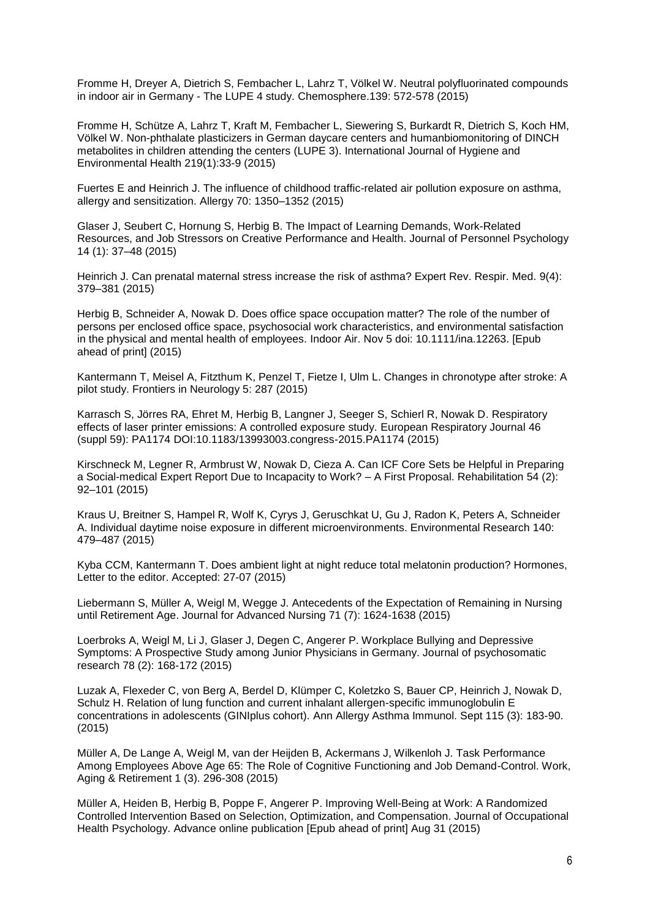Fromme H, Dreyer A, Dietrich S, Fembacher L, Lahrz T, Völkel W. Neutral polyfluorinated compounds in indoor air in Germany - The LUPE 4 study. Chemosphere.139: 572-578 (2015)

Fromme H, Schütze A, Lahrz T, Kraft M, Fembacher L, Siewering S, Burkardt R, Dietrich S, Koch HM, Völkel W. Non-phthalate plasticizers in German daycare centers and humanbiomonitoring of DINCH metabolites in children attending the centers (LUPE 3). International Journal of Hygiene and Environmental Health 219(1):33-9 (2015)

Fuertes E and Heinrich J. The influence of childhood traffic-related air pollution exposure on asthma, allergy and sensitization. Allergy 70: 1350–1352 (2015)

Glaser J, Seubert C, Hornung S, Herbig B. The Impact of Learning Demands, Work-Related Resources, and Job Stressors on Creative Performance and Health. Journal of Personnel Psychology 14 (1): 37–48 (2015)

Heinrich J. Can prenatal maternal stress increase the risk of asthma? Expert Rev. Respir. Med. 9(4): 379–381 (2015)

Herbig B, Schneider A, Nowak D. Does office space occupation matter? The role of the number of persons per enclosed office space, psychosocial work characteristics, and environmental satisfaction in the physical and mental health of employees. Indoor Air. Nov 5 doi: 10.1111/ina.12263. [Epub ahead of print] (2015)

Kantermann T, Meisel A, Fitzthum K, Penzel T, Fietze I, Ulm L. Changes in chronotype after stroke: A pilot study. Frontiers in Neurology 5: 287 (2015)

Karrasch S, Jörres RA, Ehret M, Herbig B, Langner J, Seeger S, Schierl R, Nowak D. Respiratory effects of laser printer emissions: A controlled exposure study. European Respiratory Journal 46 (suppl 59): PA1174 DOI:10.1183/13993003.congress-2015.PA1174 (2015)

Kirschneck M, Legner R, Armbrust W, Nowak D, Cieza A. Can ICF Core Sets be Helpful in Preparing a Social-medical Expert Report Due to Incapacity to Work? – A First Proposal. Rehabilitation 54 (2): 92–101 (2015)

Kraus U, Breitner S, Hampel R, Wolf K, Cyrys J, Geruschkat U, Gu J, Radon K, Peters A, Schneider A. Individual daytime noise exposure in different microenvironments. Environmental Research 140: 479–487 (2015)

Kyba CCM, Kantermann T. Does ambient light at night reduce total melatonin production? Hormones, Letter to the editor. Accepted: 27-07 (2015)

Liebermann S, Müller A, Weigl M, Wegge J. Antecedents of the Expectation of Remaining in Nursing until Retirement Age. Journal for Advanced Nursing 71 (7): 1624-1638 (2015)

Loerbroks A, Weigl M, Li J, Glaser J, Degen C, Angerer P. Workplace Bullying and Depressive Symptoms: A Prospective Study among Junior Physicians in Germany. Journal of psychosomatic research 78 (2): 168-172 (2015)

Luzak A, Flexeder C, von Berg A, Berdel D, Klümper C, Koletzko S, Bauer CP, Heinrich J, Nowak D, Schulz H. Relation of lung function and current inhalant allergen-specific immunoglobulin E concentrations in adolescents (GINIplus cohort). Ann Allergy Asthma Immunol. Sept 115 (3): 183-90. (2015)

Müller A, De Lange A, Weigl M, van der Heijden B, Ackermans J, Wilkenloh J. Task Performance Among Employees Above Age 65: The Role of Cognitive Functioning and Job Demand-Control. Work, Aging & Retirement 1 (3). 296-308 (2015)

Müller A, Heiden B, Herbig B, Poppe F, Angerer P. Improving Well-Being at Work: A Randomized Controlled Intervention Based on Selection, Optimization, and Compensation. Journal of Occupational Health Psychology. Advance online publication [Epub ahead of print] Aug 31 (2015)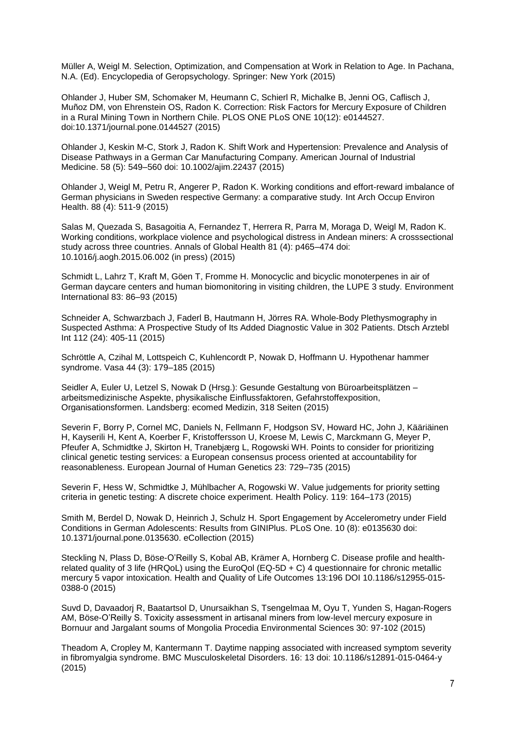Müller A, Weigl M. Selection, Optimization, and Compensation at Work in Relation to Age. In Pachana, N.A. (Ed). Encyclopedia of Geropsychology. Springer: New York (2015)

Ohlander J, Huber SM, Schomaker M, Heumann C, Schierl R, Michalke B, Jenni OG, Caflisch J, Muñoz DM, von Ehrenstein OS, Radon K. Correction: Risk Factors for Mercury Exposure of Children in a Rural Mining Town in Northern Chile. PLOS ONE PLoS ONE 10(12): e0144527. doi:10.1371/journal.pone.0144527 (2015)

Ohlander J, Keskin M-C, Stork J, Radon K. Shift Work and Hypertension: Prevalence and Analysis of Disease Pathways in a German Car Manufacturing Company. American Journal of Industrial Medicine. 58 (5): 549–560 doi: 10.1002/ajim.22437 (2015)

Ohlander J, Weigl M, Petru R, Angerer P, Radon K. Working conditions and effort-reward imbalance of German physicians in Sweden respective Germany: a comparative study. Int Arch Occup Environ Health. 88 (4): 511-9 (2015)

Salas M, Quezada S, Basagoitia A, Fernandez T, Herrera R, Parra M, Moraga D, Weigl M, Radon K. Working conditions, workplace violence and psychological distress in Andean miners: A crosssectional study across three countries. Annals of Global Health 81 (4): p465–474 doi: 10.1016/j.aogh.2015.06.002 (in press) (2015)

Schmidt L, Lahrz T, Kraft M, Göen T, Fromme H. Monocyclic and bicyclic monoterpenes in air of German daycare centers and human biomonitoring in visiting children, the LUPE 3 study. Environment International 83: 86–93 (2015)

Schneider A, Schwarzbach J, Faderl B, Hautmann H, Jörres RA. Whole-Body Plethysmography in Suspected Asthma: A Prospective Study of Its Added Diagnostic Value in 302 Patients. Dtsch Arztebl Int 112 (24): 405-11 (2015)

Schröttle A, Czihal M, Lottspeich C, Kuhlencordt P, Nowak D, Hoffmann U. Hypothenar hammer syndrome. Vasa 44 (3): 179–185 (2015)

Seidler A, Euler U, Letzel S, Nowak D (Hrsg.): Gesunde Gestaltung von Büroarbeitsplätzen – arbeitsmedizinische Aspekte, physikalische Einflussfaktoren, Gefahrstoffexposition, Organisationsformen. Landsberg: ecomed Medizin, 318 Seiten (2015)

Severin F, Borry P, Cornel MC, Daniels N, Fellmann F, Hodgson SV, Howard HC, John J, Kääriäinen H, Kayserili H, Kent A, Koerber F, Kristoffersson U, Kroese M, Lewis C, Marckmann G, Meyer P, Pfeufer A, Schmidtke J, Skirton H, Tranebjærg L, Rogowski WH. Points to consider for prioritizing clinical genetic testing services: a European consensus process oriented at accountability for reasonableness. European Journal of Human Genetics 23: 729–735 (2015)

Severin F, Hess W, Schmidtke J, Mühlbacher A, Rogowski W. Value judgements for priority setting criteria in genetic testing: A discrete choice experiment. Health Policy. 119: 164–173 (2015)

Smith M, Berdel D, Nowak D, Heinrich J, Schulz H. Sport Engagement by Accelerometry under Field Conditions in German Adolescents: Results from GINIPlus. PLoS One. 10 (8): e0135630 doi: 10.1371/journal.pone.0135630. eCollection (2015)

Steckling N, Plass D, Böse-O'Reilly S, Kobal AB, Krämer A, Hornberg C. Disease profile and health-related quality of 3 life (HRQoL) using the EuroQol (EQ-5D + C) 4 questionnaire for chronic metallic mercury 5 vapor intoxication. Health and Quality of Life Outcomes 13:196 DOI 10.1186/s12955-015-0388-0 (2015)

Suvd D, Davaadorj R, Baatartsol D, Unursaikhan S, Tsengelmaa M, Oyu T, Yunden S, Hagan-Rogers AM, Böse-O'Reilly S. Toxicity assessment in artisanal miners from low-level mercury exposure in Bornuur and Jargalant soums of Mongolia Procedia Environmental Sciences 30: 97-102 (2015)

Theadom A, Cropley M, Kantermann T. Daytime napping associated with increased symptom severity in fibromyalgia syndrome. BMC Musculoskeletal Disorders. 16: 13 doi: 10.1186/s12891-015-0464-y (2015)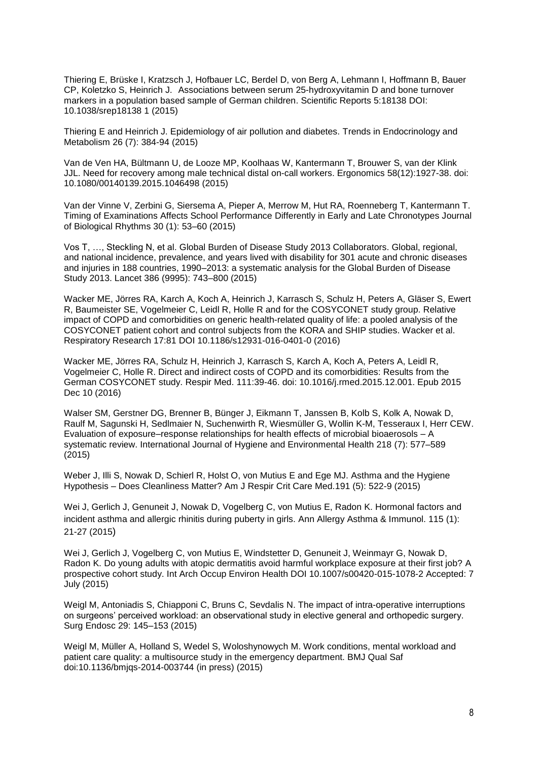Thiering E, Brüske I, Kratzsch J, Hofbauer LC, Berdel D, von Berg A, Lehmann I, Hoffmann B, Bauer CP, Koletzko S, Heinrich J. Associations between serum 25-hydroxyvitamin D and bone turnover markers in a population based sample of German children. Scientific Reports 5:18138 DOI: 10.1038/srep18138 1 (2015)

Thiering E and Heinrich J. Epidemiology of air pollution and diabetes. Trends in Endocrinology and Metabolism 26 (7): 384-94 (2015)

Van de Ven HA, Bültmann U, de Looze MP, Koolhaas W, Kantermann T, Brouwer S, van der Klink JJL. Need for recovery among male technical distal on-call workers. Ergonomics 58(12):1927-38. doi: 10.1080/00140139.2015.1046498 (2015)

Van der Vinne V, Zerbini G, Siersema A, Pieper A, Merrow M, Hut RA, Roenneberg T, Kantermann T. Timing of Examinations Affects School Performance Differently in Early and Late Chronotypes Journal of Biological Rhythms 30 (1): 53–60 (2015)

Vos T, …, Steckling N, et al. Global Burden of Disease Study 2013 Collaborators. Global, regional, and national incidence, prevalence, and years lived with disability for 301 acute and chronic diseases and injuries in 188 countries, 1990–2013: a systematic analysis for the Global Burden of Disease Study 2013. Lancet 386 (9995): 743–800 (2015)

Wacker ME, Jörres RA, Karch A, Koch A, Heinrich J, Karrasch S, Schulz H, Peters A, Gläser S, Ewert R, Baumeister SE, Vogelmeier C, Leidl R, Holle R and for the COSYCONET study group. Relative impact of COPD and comorbidities on generic health-related quality of life: a pooled analysis of the COSYCONET patient cohort and control subjects from the KORA and SHIP studies. Wacker et al. Respiratory Research 17:81 DOI 10.1186/s12931-016-0401-0 (2016)

Wacker ME, Jörres RA, Schulz H, Heinrich J, Karrasch S, Karch A, Koch A, Peters A, Leidl R, Vogelmeier C, Holle R. Direct and indirect costs of COPD and its comorbidities: Results from the German COSYCONET study. Respir Med. 111:39-46. doi: 10.1016/j.rmed.2015.12.001. Epub 2015 Dec 10 (2016)

Walser SM, Gerstner DG, Brenner B, Bünger J, Eikmann T, Janssen B, Kolb S, Kolk A, Nowak D, Raulf M, Sagunski H, Sedlmaier N, Suchenwirth R, Wiesmüller G, Wollin K-M, Tesseraux I, Herr CEW. Evaluation of exposure–response relationships for health effects of microbial bioaerosols – A systematic review. International Journal of Hygiene and Environmental Health 218 (7): 577–589 (2015)

Weber J, Illi S, Nowak D, Schierl R, Holst O, von Mutius E and Ege MJ. Asthma and the Hygiene Hypothesis – Does Cleanliness Matter? Am J Respir Crit Care Med.191 (5): 522-9 (2015)

Wei J, Gerlich J, Genuneit J, Nowak D, Vogelberg C, von Mutius E, Radon K. Hormonal factors and incident asthma and allergic rhinitis during puberty in girls. Ann Allergy Asthma & Immunol. 115 (1): 21-27 (2015)

Wei J, Gerlich J, Vogelberg C, von Mutius E, Windstetter D, Genuneit J, Weinmayr G, Nowak D, Radon K. Do young adults with atopic dermatitis avoid harmful workplace exposure at their first job? A prospective cohort study. Int Arch Occup Environ Health DOI 10.1007/s00420-015-1078-2 Accepted: 7 July (2015)

Weigl M, Antoniadis S, Chiapponi C, Bruns C, Sevdalis N. The impact of intra-operative interruptions on surgeons' perceived workload: an observational study in elective general and orthopedic surgery. Surg Endosc 29: 145–153 (2015)

Weigl M, Müller A, Holland S, Wedel S, Woloshynowych M. Work conditions, mental workload and patient care quality: a multisource study in the emergency department. BMJ Qual Saf doi:10.1136/bmjqs-2014-003744 (in press) (2015)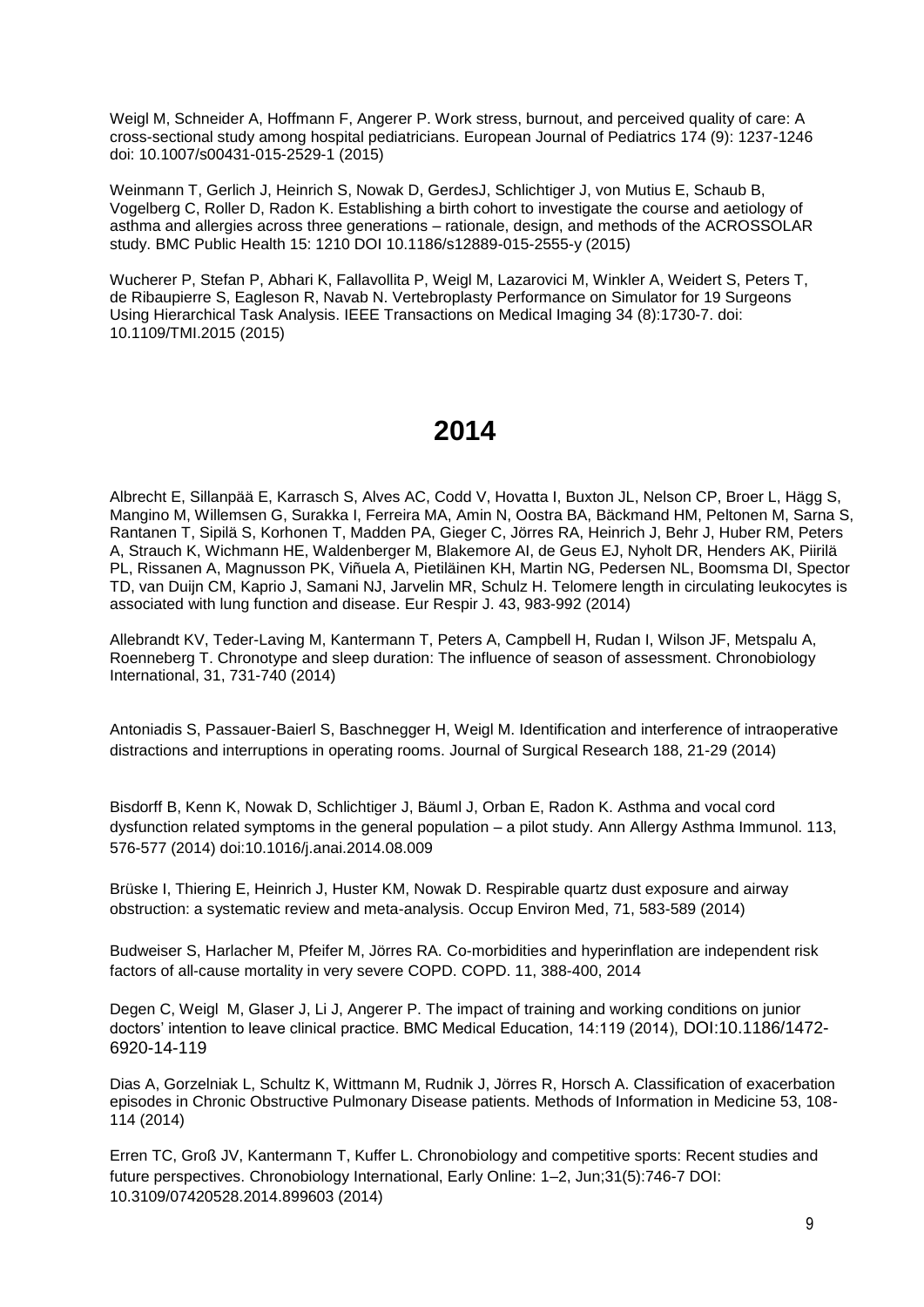Weigl M, Schneider A, Hoffmann F, Angerer P. Work stress, burnout, and perceived quality of care: A cross-sectional study among hospital pediatricians. European Journal of Pediatrics 174 (9): 1237-1246 doi: 10.1007/s00431-015-2529-1 (2015)

Weinmann T, Gerlich J, Heinrich S, Nowak D, GerdesJ, Schlichtiger J, von Mutius E, Schaub B, Vogelberg C, Roller D, Radon K. Establishing a birth cohort to investigate the course and aetiology of asthma and allergies across three generations – rationale, design, and methods of the ACROSSOLAR study. BMC Public Health 15: 1210 DOI 10.1186/s12889-015-2555-y (2015)

Wucherer P, Stefan P, Abhari K, Fallavollita P, Weigl M, Lazarovici M, Winkler A, Weidert S, Peters T, de Ribaupierre S, Eagleson R, Navab N. Vertebroplasty Performance on Simulator for 19 Surgeons Using Hierarchical Task Analysis. IEEE Transactions on Medical Imaging 34 (8):1730-7. doi: 10.1109/TMI.2015 (2015)

# 2014

Albrecht E, Sillanpää E, Karrasch S, Alves AC, Codd V, Hovatta I, Buxton JL, Nelson CP, Broer L, Hägg S, Mangino M, Willemsen G, Surakka I, Ferreira MA, Amin N, Oostra BA, Bäckmand HM, Peltonen M, Sarna S, Rantanen T, Sipilä S, Korhonen T, Madden PA, Gieger C, Jörres RA, Heinrich J, Behr J, Huber RM, Peters A, Strauch K, Wichmann HE, Waldenberger M, Blakemore AI, de Geus EJ, Nyholt DR, Henders AK, Piirilä PL, Rissanen A, Magnusson PK, Viñuela A, Pietiläinen KH, Martin NG, Pedersen NL, Boomsma DI, Spector TD, van Duijn CM, Kaprio J, Samani NJ, Jarvelin MR, Schulz H. Telomere length in circulating leukocytes is associated with lung function and disease. Eur Respir J. 43, 983-992 (2014)

Allebrandt KV, Teder-Laving M, Kantermann T, Peters A, Campbell H, Rudan I, Wilson JF, Metspalu A, Roenneberg T. Chronotype and sleep duration: The influence of season of assessment. Chronobiology International, 31, 731-740 (2014)

Antoniadis S, Passauer-Baierl S, Baschnegger H, Weigl M. Identification and interference of intraoperative distractions and interruptions in operating rooms. Journal of Surgical Research 188, 21-29 (2014)

Bisdorff B, Kenn K, Nowak D, Schlichtiger J, Bäuml J, Orban E, Radon K. Asthma and vocal cord dysfunction related symptoms in the general population – a pilot study. Ann Allergy Asthma Immunol. 113, 576-577 (2014) doi:10.1016/j.anai.2014.08.009

Brüske I, Thiering E, Heinrich J, Huster KM, Nowak D. Respirable quartz dust exposure and airway obstruction: a systematic review and meta-analysis. Occup Environ Med, 71, 583-589 (2014)

Budweiser S, Harlacher M, Pfeifer M, Jörres RA. Co-morbidities and hyperinflation are independent risk factors of all-cause mortality in very severe COPD. COPD. 11, 388-400, 2014

Degen C, Weigl M, Glaser J, Li J, Angerer P. The impact of training and working conditions on junior doctors' intention to leave clinical practice. BMC Medical Education, 14:119 (2014), DOI:10.1186/1472-6920-14-119

Dias A, Gorzelniak L, Schultz K, Wittmann M, Rudnik J, Jörres R, Horsch A. Classification of exacerbation episodes in Chronic Obstructive Pulmonary Disease patients. Methods of Information in Medicine 53, 108-114 (2014)

Erren TC, Groß JV, Kantermann T, Kuffer L. Chronobiology and competitive sports: Recent studies and future perspectives. Chronobiology International, Early Online: 1–2, Jun;31(5):746-7 DOI: 10.3109/07420528.2014.899603 (2014)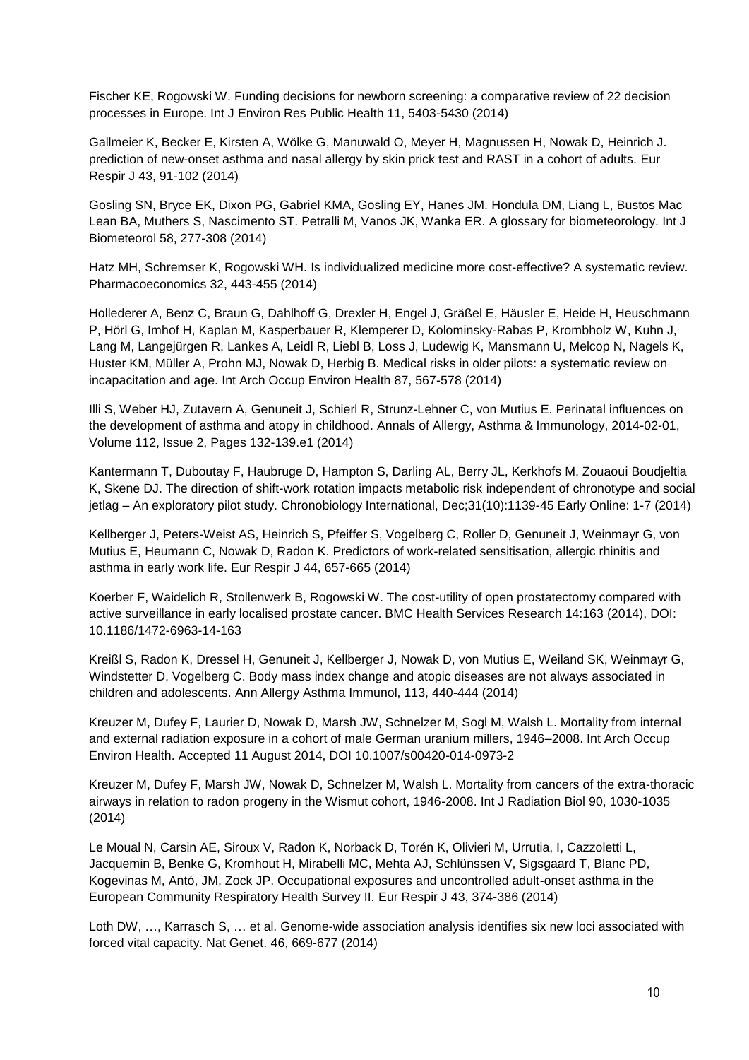Fischer KE, Rogowski W. Funding decisions for newborn screening: a comparative review of 22 decision processes in Europe. Int J Environ Res Public Health 11, 5403-5430 (2014)

Gallmeier K, Becker E, Kirsten A, Wölke G, Manuwald O, Meyer H, Magnussen H, Nowak D, Heinrich J. prediction of new-onset asthma and nasal allergy by skin prick test and RAST in a cohort of adults. Eur Respir J 43, 91-102 (2014)

Gosling SN, Bryce EK, Dixon PG, Gabriel KMA, Gosling EY, Hanes JM. Hondula DM, Liang L, Bustos Mac Lean BA, Muthers S, Nascimento ST. Petralli M, Vanos JK, Wanka ER. A glossary for biometeorology. Int J Biometeorol 58, 277-308 (2014)

Hatz MH, Schremser K, Rogowski WH. Is individualized medicine more cost-effective? A systematic review. Pharmacoeconomics 32, 443-455 (2014)

Hollederer A, Benz C, Braun G, Dahlhoff G, Drexler H, Engel J, Gräßel E, Häusler E, Heide H, Heuschmann P, Hörl G, Imhof H, Kaplan M, Kasperbauer R, Klemperer D, Kolominsky-Rabas P, Krombholz W, Kuhn J, Lang M, Langejürgen R, Lankes A, Leidl R, Liebl B, Loss J, Ludewig K, Mansmann U, Melcop N, Nagels K, Huster KM, Müller A, Prohn MJ, Nowak D, Herbig B. Medical risks in older pilots: a systematic review on incapacitation and age. Int Arch Occup Environ Health 87, 567-578 (2014)

Illi S, Weber HJ, Zutavern A, Genuneit J, Schierl R, Strunz-Lehner C, von Mutius E. Perinatal influences on the development of asthma and atopy in childhood. Annals of Allergy, Asthma & Immunology, 2014-02-01, Volume 112, Issue 2, Pages 132-139.e1 (2014)

Kantermann T, Duboutay F, Haubruge D, Hampton S, Darling AL, Berry JL, Kerkhofs M, Zouaoui Boudjeltia K, Skene DJ. The direction of shift-work rotation impacts metabolic risk independent of chronotype and social jetlag – An exploratory pilot study. Chronobiology International, Dec;31(10):1139-45 Early Online: 1-7 (2014)

Kellberger J, Peters-Weist AS, Heinrich S, Pfeiffer S, Vogelberg C, Roller D, Genuneit J, Weinmayr G, von Mutius E, Heumann C, Nowak D, Radon K. Predictors of work-related sensitisation, allergic rhinitis and asthma in early work life. Eur Respir J 44, 657-665 (2014)

Koerber F, Waidelich R, Stollenwerk B, Rogowski W. The cost-utility of open prostatectomy compared with active surveillance in early localised prostate cancer. BMC Health Services Research 14:163 (2014), DOI: 10.1186/1472-6963-14-163

Kreißl S, Radon K, Dressel H, Genuneit J, Kellberger J, Nowak D, von Mutius E, Weiland SK, Weinmayr G, Windstetter D, Vogelberg C. Body mass index change and atopic diseases are not always associated in children and adolescents. Ann Allergy Asthma Immunol, 113, 440-444 (2014)

Kreuzer M, Dufey F, Laurier D, Nowak D, Marsh JW, Schnelzer M, Sogl M, Walsh L. Mortality from internal and external radiation exposure in a cohort of male German uranium millers, 1946–2008. Int Arch Occup Environ Health. Accepted 11 August 2014, DOI 10.1007/s00420-014-0973-2

Kreuzer M, Dufey F, Marsh JW, Nowak D, Schnelzer M, Walsh L. Mortality from cancers of the extra-thoracic airways in relation to radon progeny in the Wismut cohort, 1946-2008. Int J Radiation Biol 90, 1030-1035 (2014)

Le Moual N, Carsin AE, Siroux V, Radon K, Norback D, Torén K, Olivieri M, Urrutia, I, Cazzoletti L, Jacquemin B, Benke G, Kromhout H, Mirabelli MC, Mehta AJ, Schlünssen V, Sigsgaard T, Blanc PD, Kogevinas M, Antó, JM, Zock JP. Occupational exposures and uncontrolled adult-onset asthma in the European Community Respiratory Health Survey II. Eur Respir J 43, 374-386 (2014)

Loth DW, …, Karrasch S, … et al. Genome-wide association analysis identifies six new loci associated with forced vital capacity. Nat Genet. 46, 669-677 (2014)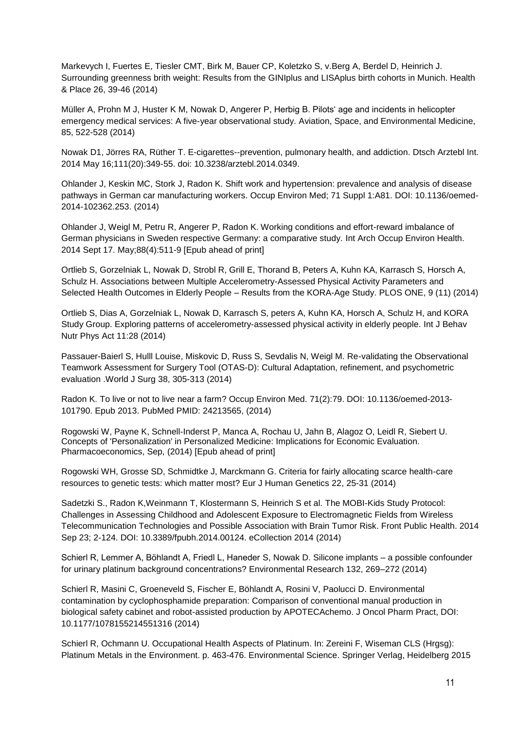Markevych I, Fuertes E, Tiesler CMT, Birk M, Bauer CP, Koletzko S, v.Berg A, Berdel D, Heinrich J. Surrounding greenness brith weight: Results from the GINIplus and LISAplus birth cohorts in Munich. Health & Place 26, 39-46 (2014)

Müller A, Prohn M J, Huster K M, Nowak D, Angerer P, Herbig B. Pilots' age and incidents in helicopter emergency medical services: A five-year observational study. Aviation, Space, and Environmental Medicine, 85, 522-528 (2014)

Nowak D1, Jörres RA, Rüther T. E-cigarettes--prevention, pulmonary health, and addiction. Dtsch Arztebl Int. 2014 May 16;111(20):349-55. doi: 10.3238/arztebl.2014.0349.

Ohlander J, Keskin MC, Stork J, Radon K. Shift work and hypertension: prevalence and analysis of disease pathways in German car manufacturing workers. Occup Environ Med; 71 Suppl 1:A81. DOI: 10.1136/oemed-2014-102362.253. (2014)

Ohlander J, Weigl M, Petru R, Angerer P, Radon K. Working conditions and effort-reward imbalance of German physicians in Sweden respective Germany: a comparative study. Int Arch Occup Environ Health. 2014 Sept 17. May;88(4):511-9 [Epub ahead of print]

Ortlieb S, Gorzelniak L, Nowak D, Strobl R, Grill E, Thorand B, Peters A, Kuhn KA, Karrasch S, Horsch A, Schulz H. Associations between Multiple Accelerometry-Assessed Physical Activity Parameters and Selected Health Outcomes in Elderly People – Results from the KORA-Age Study. PLOS ONE, 9 (11) (2014)

Ortlieb S, Dias A, Gorzelniak L, Nowak D, Karrasch S, peters A, Kuhn KA, Horsch A, Schulz H, and KORA Study Group. Exploring patterns of accelerometry-assessed physical activity in elderly people. Int J Behav Nutr Phys Act 11:28 (2014)

Passauer-Baierl S, Hulll Louise, Miskovic D, Russ S, Sevdalis N, Weigl M. Re-validating the Observational Teamwork Assessment for Surgery Tool (OTAS-D): Cultural Adaptation, refinement, and psychometric evaluation .World J Surg 38, 305-313 (2014)

Radon K. To live or not to live near a farm? Occup Environ Med. 71(2):79. DOI: 10.1136/oemed-2013-101790. Epub 2013. PubMed PMID: 24213565, (2014)

Rogowski W, Payne K, Schnell-Inderst P, Manca A, Rochau U, Jahn B, Alagoz O, Leidl R, Siebert U. Concepts of 'Personalization' in Personalized Medicine: Implications for Economic Evaluation. Pharmacoeconomics, Sep, (2014) [Epub ahead of print]

Rogowski WH, Grosse SD, Schmidtke J, Marckmann G. Criteria for fairly allocating scarce health-care resources to genetic tests: which matter most? Eur J Human Genetics 22, 25-31 (2014)

Sadetzki S., Radon K,Weinmann T, Klostermann S, Heinrich S et al. The MOBI-Kids Study Protocol: Challenges in Assessing Childhood and Adolescent Exposure to Electromagnetic Fields from Wireless Telecommunication Technologies and Possible Association with Brain Tumor Risk. Front Public Health. 2014 Sep 23; 2-124. DOI: 10.3389/fpubh.2014.00124. eCollection 2014 (2014)

Schierl R, Lemmer A, Böhlandt A, Friedl L, Haneder S, Nowak D. Silicone implants – a possible confounder for urinary platinum background concentrations? Environmental Research 132, 269–272 (2014)

Schierl R, Masini C, Groeneveld S, Fischer E, Böhlandt A, Rosini V, Paolucci D. Environmental contamination by cyclophosphamide preparation: Comparison of conventional manual production in biological safety cabinet and robot-assisted production by APOTECAchemo. J Oncol Pharm Pract, DOI: 10.1177/1078155214551316 (2014)

Schierl R, Ochmann U. Occupational Health Aspects of Platinum. In: Zereini F, Wiseman CLS (Hrgsg): Platinum Metals in the Environment. p. 463-476. Environmental Science. Springer Verlag, Heidelberg 2015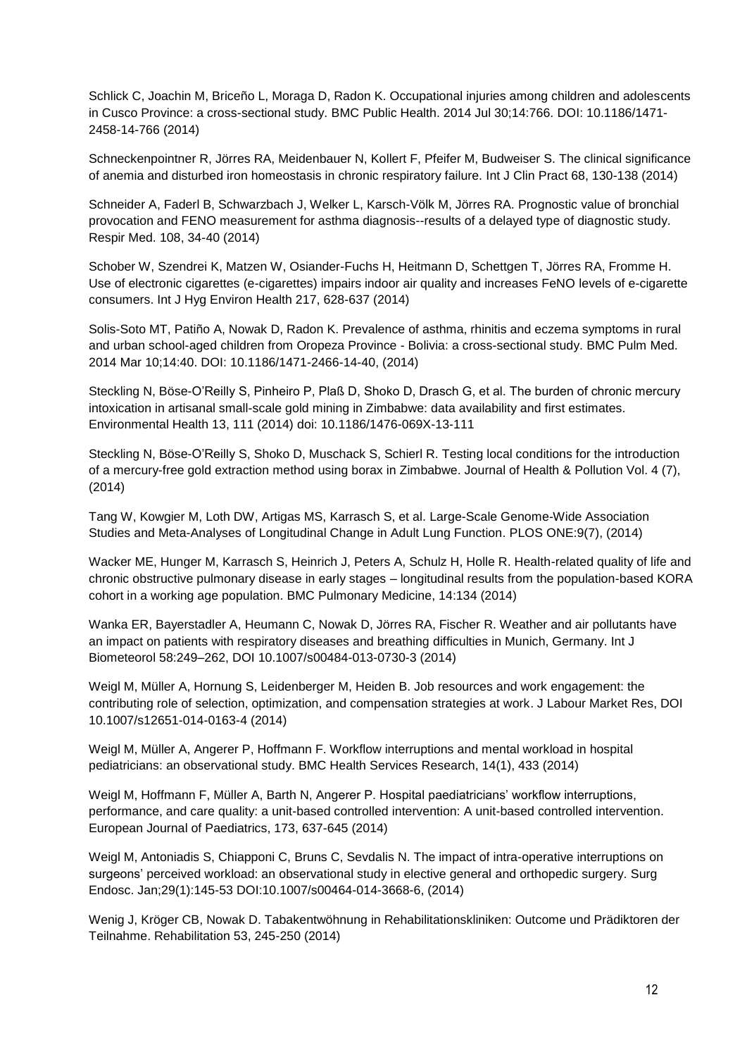Schlick C, Joachin M, Briceño L, Moraga D, Radon K. Occupational injuries among children and adolescents in Cusco Province: a cross-sectional study. BMC Public Health. 2014 Jul 30;14:766. DOI: 10.1186/1471-2458-14-766 (2014)

Schneckenpointner R, Jörres RA, Meidenbauer N, Kollert F, Pfeifer M, Budweiser S. The clinical significance of anemia and disturbed iron homeostasis in chronic respiratory failure. Int J Clin Pract 68, 130-138 (2014)

Schneider A, Faderl B, Schwarzbach J, Welker L, Karsch-Völk M, Jörres RA. Prognostic value of bronchial provocation and FENO measurement for asthma diagnosis--results of a delayed type of diagnostic study. Respir Med. 108, 34-40 (2014)

Schober W, Szendrei K, Matzen W, Osiander-Fuchs H, Heitmann D, Schettgen T, Jörres RA, Fromme H. Use of electronic cigarettes (e-cigarettes) impairs indoor air quality and increases FeNO levels of e-cigarette consumers. Int J Hyg Environ Health 217, 628-637 (2014)

Solis-Soto MT, Patiño A, Nowak D, Radon K. Prevalence of asthma, rhinitis and eczema symptoms in rural and urban school-aged children from Oropeza Province - Bolivia: a cross-sectional study. BMC Pulm Med. 2014 Mar 10;14:40. DOI: 10.1186/1471-2466-14-40, (2014)

Steckling N, Böse-O'Reilly S, Pinheiro P, Plaß D, Shoko D, Drasch G, et al. The burden of chronic mercury intoxication in artisanal small-scale gold mining in Zimbabwe: data availability and first estimates. Environmental Health 13, 111 (2014) doi: 10.1186/1476-069X-13-111

Steckling N, Böse-O'Reilly S, Shoko D, Muschack S, Schierl R. Testing local conditions for the introduction of a mercury-free gold extraction method using borax in Zimbabwe. Journal of Health & Pollution Vol. 4 (7), (2014)

Tang W, Kowgier M, Loth DW, Artigas MS, Karrasch S, et al. Large-Scale Genome-Wide Association Studies and Meta-Analyses of Longitudinal Change in Adult Lung Function. PLOS ONE:9(7), (2014)

Wacker ME, Hunger M, Karrasch S, Heinrich J, Peters A, Schulz H, Holle R. Health-related quality of life and chronic obstructive pulmonary disease in early stages – longitudinal results from the population-based KORA cohort in a working age population. BMC Pulmonary Medicine, 14:134 (2014)

Wanka ER, Bayerstadler A, Heumann C, Nowak D, Jörres RA, Fischer R. Weather and air pollutants have an impact on patients with respiratory diseases and breathing difficulties in Munich, Germany. Int J Biometeorol 58:249–262, DOI 10.1007/s00484-013-0730-3 (2014)

Weigl M, Müller A, Hornung S, Leidenberger M, Heiden B. Job resources and work engagement: the contributing role of selection, optimization, and compensation strategies at work. J Labour Market Res, DOI 10.1007/s12651-014-0163-4 (2014)

Weigl M, Müller A, Angerer P, Hoffmann F. Workflow interruptions and mental workload in hospital pediatricians: an observational study. BMC Health Services Research, 14(1), 433 (2014)

Weigl M, Hoffmann F, Müller A, Barth N, Angerer P. Hospital paediatricians' workflow interruptions, performance, and care quality: a unit-based controlled intervention: A unit-based controlled intervention. European Journal of Paediatrics, 173, 637-645 (2014)

Weigl M, Antoniadis S, Chiapponi C, Bruns C, Sevdalis N. The impact of intra-operative interruptions on surgeons' perceived workload: an observational study in elective general and orthopedic surgery. Surg Endosc. Jan;29(1):145-53 DOI:10.1007/s00464-014-3668-6, (2014)

Wenig J, Kröger CB, Nowak D. Tabakentwöhnung in Rehabilitationskliniken: Outcome und Prädiktoren der Teilnahme. Rehabilitation 53, 245-250 (2014)